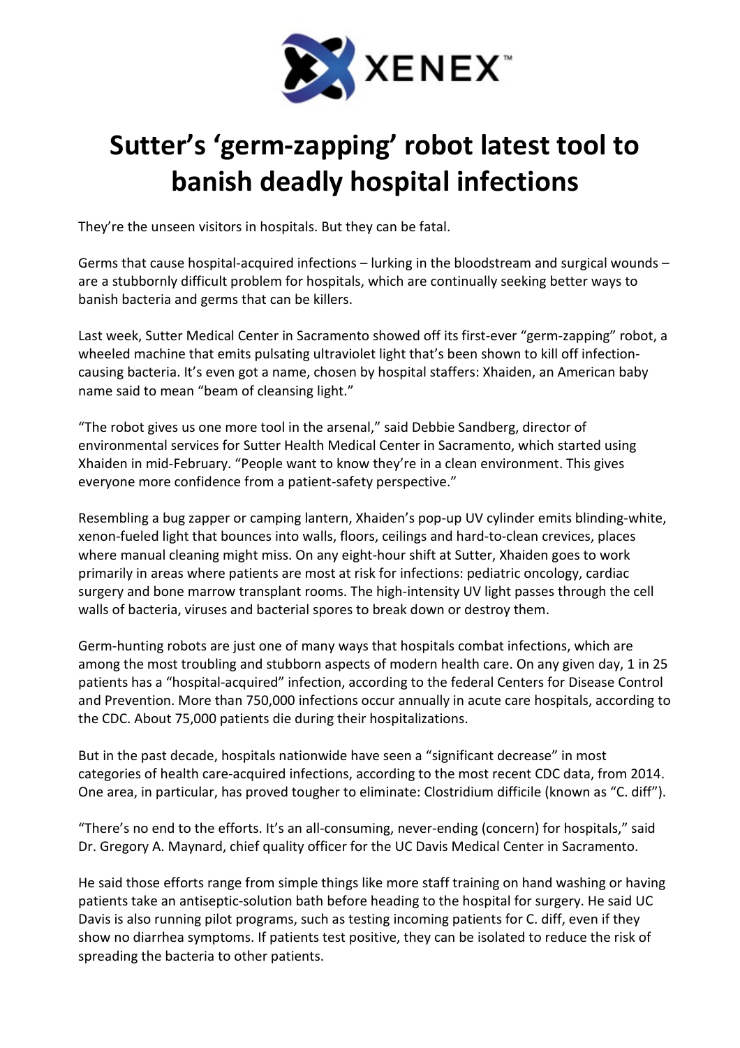XENEX™

# Sutter's 'germ-zapping' robot latest tool to banish deadly hospital infections

They're the unseen visitors in hospitals. But they can be fatal.

Germs that cause hospital-acquired infections – lurking in the bloodstream and surgical wounds – are a stubbornly difficult problem for hospitals, which are continually seeking better ways to banish bacteria and germs that can be killers.

Last week, Sutter Medical Center in Sacramento showed off its first-ever "germ-zapping" robot, a wheeled machine that emits pulsating ultraviolet light that's been shown to kill off infection-causing bacteria. It's even got a name, chosen by hospital staffers: Xhaiden, an American baby name said to mean "beam of cleansing light."

"The robot gives us one more tool in the arsenal," said Debbie Sandberg, director of environmental services for Sutter Health Medical Center in Sacramento, which started using Xhaiden in mid-February. "People want to know they're in a clean environment. This gives everyone more confidence from a patient-safety perspective."

Resembling a bug zapper or camping lantern, Xhaiden's pop-up UV cylinder emits blinding-white, xenon-fueled light that bounces into walls, floors, ceilings and hard-to-clean crevices, places where manual cleaning might miss. On any eight-hour shift at Sutter, Xhaiden goes to work primarily in areas where patients are most at risk for infections: pediatric oncology, cardiac surgery and bone marrow transplant rooms. The high-intensity UV light passes through the cell walls of bacteria, viruses and bacterial spores to break down or destroy them.

Germ-hunting robots are just one of many ways that hospitals combat infections, which are among the most troubling and stubborn aspects of modern health care. On any given day, 1 in 25 patients has a "hospital-acquired" infection, according to the federal Centers for Disease Control and Prevention. More than 750,000 infections occur annually in acute care hospitals, according to the CDC. About 75,000 patients die during their hospitalizations.

But in the past decade, hospitals nationwide have seen a "significant decrease" in most categories of health care-acquired infections, according to the most recent CDC data, from 2014. One area, in particular, has proved tougher to eliminate: Clostridium difficile (known as "C. diff").

"There's no end to the efforts. It's an all-consuming, never-ending (concern) for hospitals," said Dr. Gregory A. Maynard, chief quality officer for the UC Davis Medical Center in Sacramento.

He said those efforts range from simple things like more staff training on hand washing or having patients take an antiseptic-solution bath before heading to the hospital for surgery. He said UC Davis is also running pilot programs, such as testing incoming patients for C. diff, even if they show no diarrhea symptoms. If patients test positive, they can be isolated to reduce the risk of spreading the bacteria to other patients.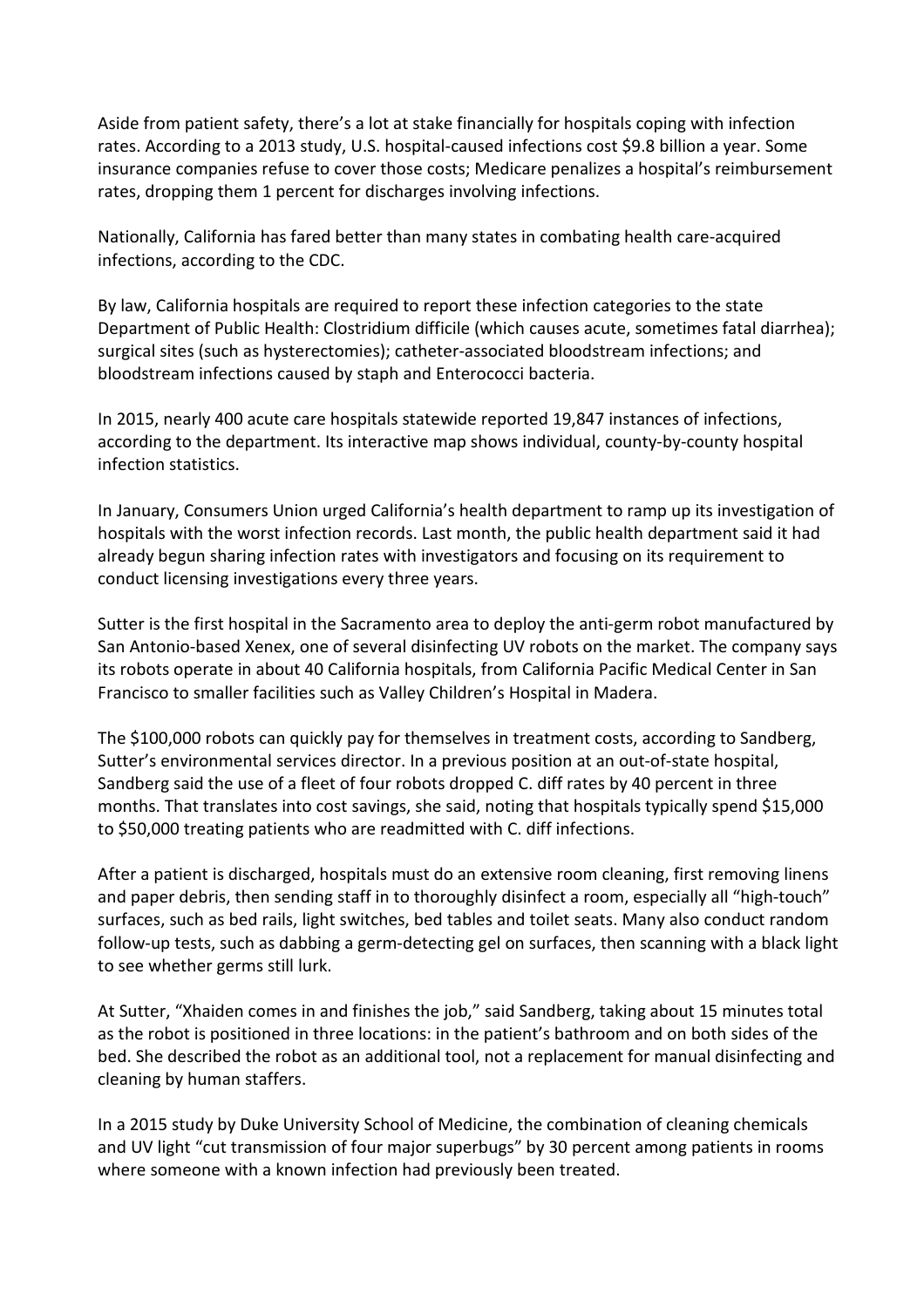Aside from patient safety, there's a lot at stake financially for hospitals coping with infection rates. According to a 2013 study, U.S. hospital-caused infections cost $9.8 billion a year. Some insurance companies refuse to cover those costs; Medicare penalizes a hospital's reimbursement rates, dropping them 1 percent for discharges involving infections.

Nationally, California has fared better than many states in combating health care-acquired infections, according to the CDC.

By law, California hospitals are required to report these infection categories to the state Department of Public Health: Clostridium difficile (which causes acute, sometimes fatal diarrhea); surgical sites (such as hysterectomies); catheter-associated bloodstream infections; and bloodstream infections caused by staph and Enterococci bacteria.

In 2015, nearly 400 acute care hospitals statewide reported 19,847 instances of infections, according to the department. Its interactive map shows individual, county-by-county hospital infection statistics.

In January, Consumers Union urged California's health department to ramp up its investigation of hospitals with the worst infection records. Last month, the public health department said it had already begun sharing infection rates with investigators and focusing on its requirement to conduct licensing investigations every three years.

Sutter is the first hospital in the Sacramento area to deploy the anti-germ robot manufactured by San Antonio-based Xenex, one of several disinfecting UV robots on the market. The company says its robots operate in about 40 California hospitals, from California Pacific Medical Center in San Francisco to smaller facilities such as Valley Children's Hospital in Madera.

The $100,000 robots can quickly pay for themselves in treatment costs, according to Sandberg, Sutter's environmental services director. In a previous position at an out-of-state hospital, Sandberg said the use of a fleet of four robots dropped C. diff rates by 40 percent in three months. That translates into cost savings, she said, noting that hospitals typically spend $15,000 to $50,000 treating patients who are readmitted with C. diff infections.

After a patient is discharged, hospitals must do an extensive room cleaning, first removing linens and paper debris, then sending staff in to thoroughly disinfect a room, especially all "high-touch" surfaces, such as bed rails, light switches, bed tables and toilet seats. Many also conduct random follow-up tests, such as dabbing a germ-detecting gel on surfaces, then scanning with a black light to see whether germs still lurk.

At Sutter, "Xhaiden comes in and finishes the job," said Sandberg, taking about 15 minutes total as the robot is positioned in three locations: in the patient's bathroom and on both sides of the bed. She described the robot as an additional tool, not a replacement for manual disinfecting and cleaning by human staffers.

In a 2015 study by Duke University School of Medicine, the combination of cleaning chemicals and UV light "cut transmission of four major superbugs" by 30 percent among patients in rooms where someone with a known infection had previously been treated.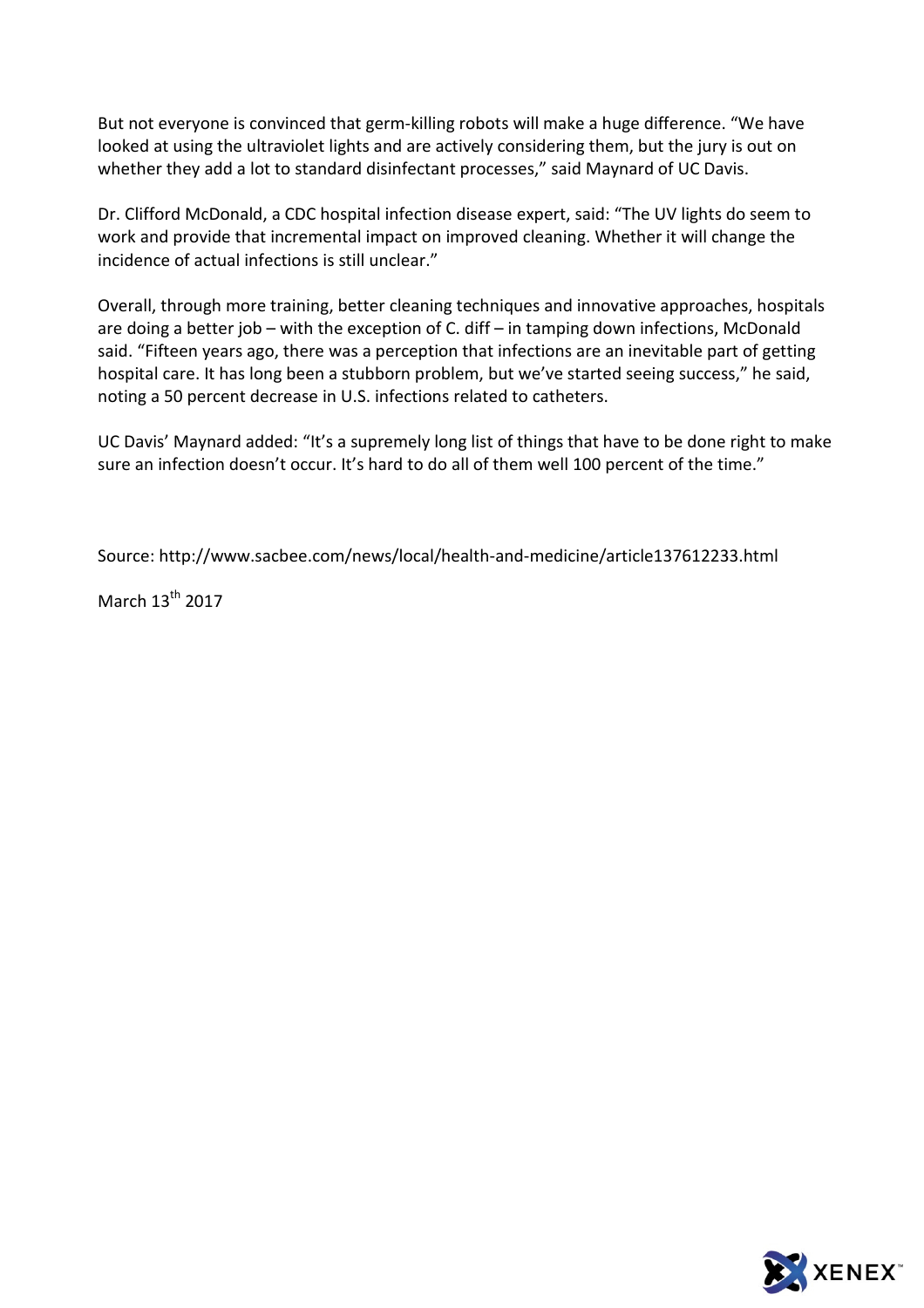But not everyone is convinced that germ-killing robots will make a huge difference. “We have looked at using the ultraviolet lights and are actively considering them, but the jury is out on whether they add a lot to standard disinfectant processes,” said Maynard of UC Davis.

Dr. Clifford McDonald, a CDC hospital infection disease expert, said: “The UV lights do seem to work and provide that incremental impact on improved cleaning. Whether it will change the incidence of actual infections is still unclear.”

Overall, through more training, better cleaning techniques and innovative approaches, hospitals are doing a better job – with the exception of C. diff – in tamping down infections, McDonald said. “Fifteen years ago, there was a perception that infections are an inevitable part of getting hospital care. It has long been a stubborn problem, but we’ve started seeing success,” he said, noting a 50 percent decrease in U.S. infections related to catheters.

UC Davis’ Maynard added: “It’s a supremely long list of things that have to be done right to make sure an infection doesn’t occur. It’s hard to do all of them well 100 percent of the time.”

Source: http://www.sacbee.com/news/local/health-and-medicine/article137612233.html

March 13th 2017